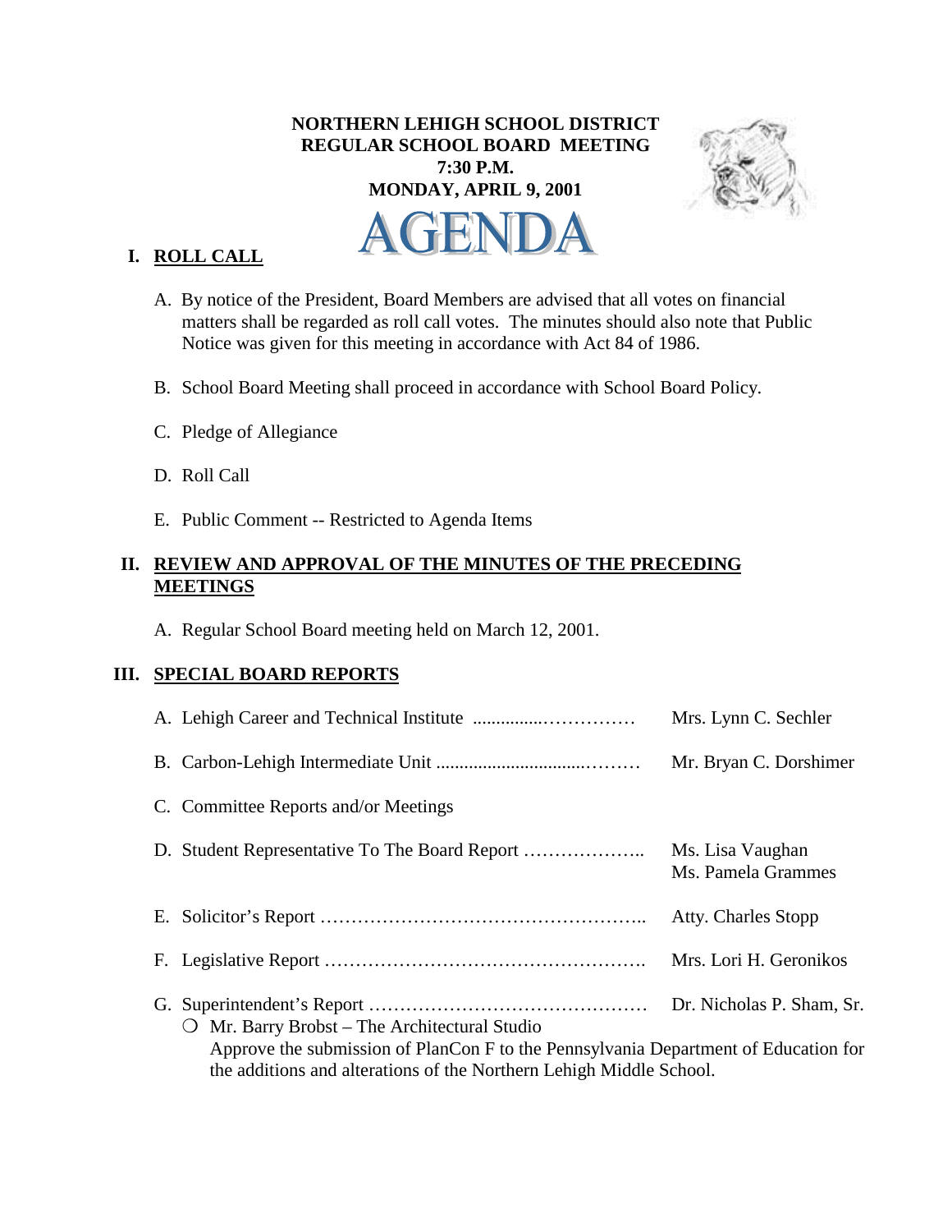**NORTHERN LEHIGH SCHOOL DISTRICT**
**REGULAR SCHOOL BOARD MEETING**
**7:30 P.M.**
**MONDAY, APRIL 9, 2001**

# AGENDA

## I. ROLL CALL

A. By notice of the President, Board Members are advised that all votes on financial matters shall be regarded as roll call votes. The minutes should also note that Public Notice was given for this meeting in accordance with Act 84 of 1986.

B. School Board Meeting shall proceed in accordance with School Board Policy.

C. Pledge of Allegiance

D. Roll Call

E. Public Comment -- Restricted to Agenda Items

## II. REVIEW AND APPROVAL OF THE MINUTES OF THE PRECEDING MEETINGS

A. Regular School Board meeting held on March 12, 2001.

## III. SPECIAL BOARD REPORTS

A. Lehigh Career and Technical Institute ................…………… Mrs. Lynn C. Sechler

B. Carbon-Lehigh Intermediate Unit ..............................……… Mr. Bryan C. Dorshimer

C. Committee Reports and/or Meetings

D. Student Representative To The Board Report ……………….. Ms. Lisa Vaughan, Ms. Pamela Grammes

E. Solicitor's Report …………………………………………….. Atty. Charles Stopp

F. Legislative Report ……………………………………………. Mrs. Lori H. Geronikos

G. Superintendent's Report ……………………………………… Dr. Nicholas P. Sham, Sr.

- Mr. Barry Brobst – The Architectural Studio
  Approve the submission of PlanCon F to the Pennsylvania Department of Education for the additions and alterations of the Northern Lehigh Middle School.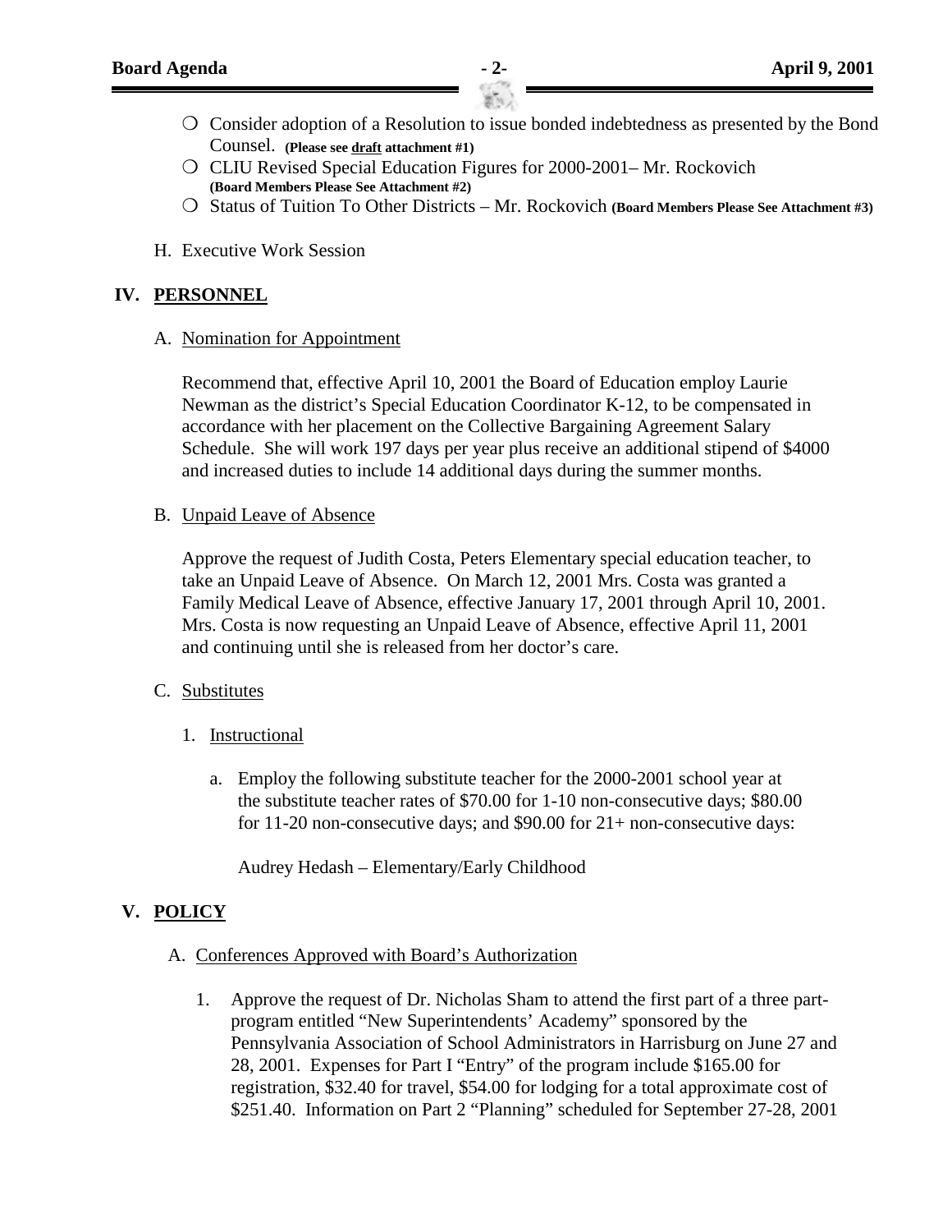- ❍ Consider adoption of a Resolution to issue bonded indebtedness as presented by the Bond Counsel. **(Please see draft attachment #1)**
- ❍ CLIU Revised Special Education Figures for 2000-2001– Mr. Rockovich **(Board Members Please See Attachment #2)**
- ❍ Status of Tuition To Other Districts – Mr. Rockovich **(Board Members Please See Attachment #3)**

H. Executive Work Session

## IV. PERSONNEL

A. Nomination for Appointment

Recommend that, effective April 10, 2001 the Board of Education employ Laurie Newman as the district's Special Education Coordinator K-12, to be compensated in accordance with her placement on the Collective Bargaining Agreement Salary Schedule. She will work 197 days per year plus receive an additional stipend of $4000 and increased duties to include 14 additional days during the summer months.

B. Unpaid Leave of Absence

Approve the request of Judith Costa, Peters Elementary special education teacher, to take an Unpaid Leave of Absence. On March 12, 2001 Mrs. Costa was granted a Family Medical Leave of Absence, effective January 17, 2001 through April 10, 2001. Mrs. Costa is now requesting an Unpaid Leave of Absence, effective April 11, 2001 and continuing until she is released from her doctor's care.

C. Substitutes

1. Instructional

   a. Employ the following substitute teacher for the 2000-2001 school year at the substitute teacher rates of $70.00 for 1-10 non-consecutive days; $80.00 for 11-20 non-consecutive days; and $90.00 for 21+ non-consecutive days:

      Audrey Hedash – Elementary/Early Childhood

## V. POLICY

A. Conferences Approved with Board's Authorization

1. Approve the request of Dr. Nicholas Sham to attend the first part of a three part-program entitled "New Superintendents' Academy" sponsored by the Pennsylvania Association of School Administrators in Harrisburg on June 27 and 28, 2001. Expenses for Part I "Entry" of the program include $165.00 for registration, $32.40 for travel, $54.00 for lodging for a total approximate cost of $251.40. Information on Part 2 "Planning" scheduled for September 27-28, 2001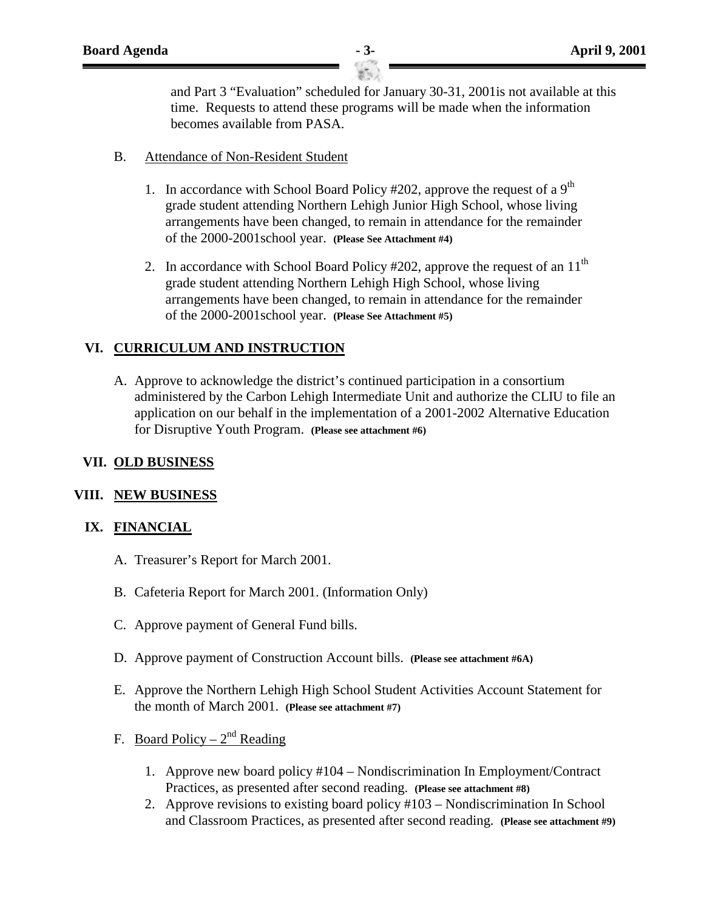and Part 3 "Evaluation" scheduled for January 30-31, 2001is not available at this time. Requests to attend these programs will be made when the information becomes available from PASA.

B. Attendance of Non-Resident Student

1. In accordance with School Board Policy #202, approve the request of a 9th grade student attending Northern Lehigh Junior High School, whose living arrangements have been changed, to remain in attendance for the remainder of the 2000-2001school year. **(Please See Attachment #4)**

2. In accordance with School Board Policy #202, approve the request of an 11th grade student attending Northern Lehigh High School, whose living arrangements have been changed, to remain in attendance for the remainder of the 2000-2001school year. **(Please See Attachment #5)**

## VI. CURRICULUM AND INSTRUCTION

A. Approve to acknowledge the district's continued participation in a consortium administered by the Carbon Lehigh Intermediate Unit and authorize the CLIU to file an application on our behalf in the implementation of a 2001-2002 Alternative Education for Disruptive Youth Program. **(Please see attachment #6)**

## VII. OLD BUSINESS

## VIII. NEW BUSINESS

## IX. FINANCIAL

A. Treasurer's Report for March 2001.

B. Cafeteria Report for March 2001. (Information Only)

C. Approve payment of General Fund bills.

D. Approve payment of Construction Account bills. **(Please see attachment #6A)**

E. Approve the Northern Lehigh High School Student Activities Account Statement for the month of March 2001. **(Please see attachment #7)**

F. Board Policy – 2nd Reading

1. Approve new board policy #104 – Nondiscrimination In Employment/Contract Practices, as presented after second reading. **(Please see attachment #8)**
2. Approve revisions to existing board policy #103 – Nondiscrimination In School and Classroom Practices, as presented after second reading. **(Please see attachment #9)**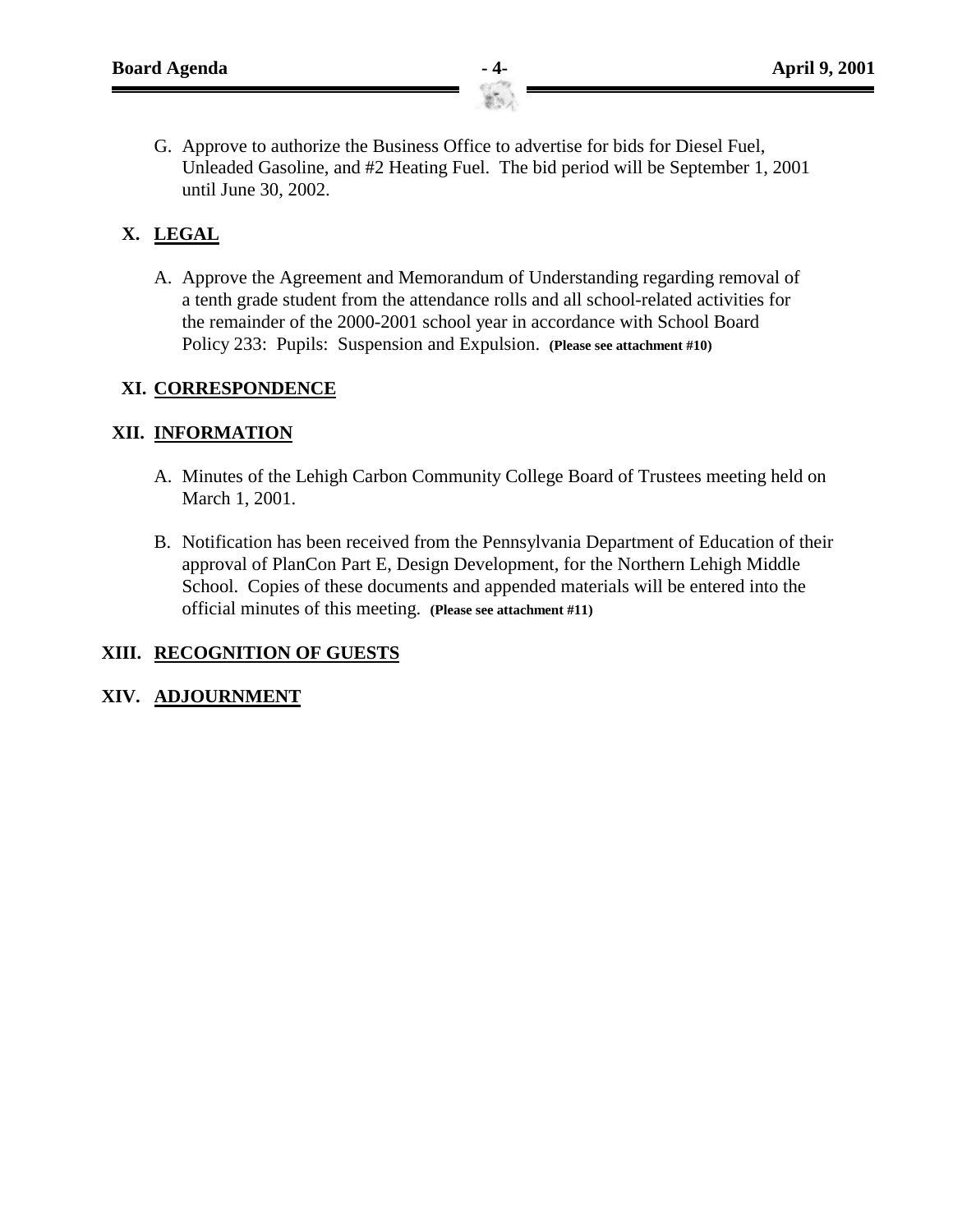G. Approve to authorize the Business Office to advertise for bids for Diesel Fuel, Unleaded Gasoline, and #2 Heating Fuel. The bid period will be September 1, 2001 until June 30, 2002.

## X. LEGAL

A. Approve the Agreement and Memorandum of Understanding regarding removal of a tenth grade student from the attendance rolls and all school-related activities for the remainder of the 2000-2001 school year in accordance with School Board Policy 233: Pupils: Suspension and Expulsion. **(Please see attachment #10)**

## XI. CORRESPONDENCE

## XII. INFORMATION

A. Minutes of the Lehigh Carbon Community College Board of Trustees meeting held on March 1, 2001.

B. Notification has been received from the Pennsylvania Department of Education of their approval of PlanCon Part E, Design Development, for the Northern Lehigh Middle School. Copies of these documents and appended materials will be entered into the official minutes of this meeting. **(Please see attachment #11)**

## XIII. RECOGNITION OF GUESTS

## XIV. ADJOURNMENT